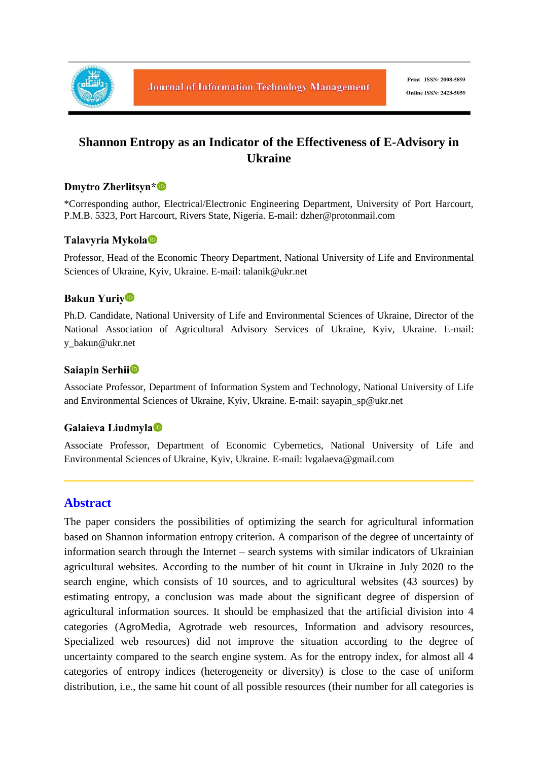# Shannon Entropy as an Indicator of the Effectiveness of E-Advisory in Ukraine

**Dmytro Zherlitsyn***

*Corresponding author, Electrical/Electronic Engineering Department, University of Port Harcourt, P.M.B. 5323, Port Harcourt, Rivers State, Nigeria. E-mail: dzher@protonmail.com

**Talavyria Mykola**

Professor, Head of the Economic Theory Department, National University of Life and Environmental Sciences of Ukraine, Kyiv, Ukraine. E-mail: talanik@ukr.net

**Bakun Yuriy**

Ph.D. Candidate, National University of Life and Environmental Sciences of Ukraine, Director of the National Association of Agricultural Advisory Services of Ukraine, Kyiv, Ukraine. E-mail: y_bakun@ukr.net

**Saiapin Serhii**

Associate Professor, Department of Information System and Technology, National University of Life and Environmental Sciences of Ukraine, Kyiv, Ukraine. E-mail: sayapin_sp@ukr.net

**Galaieva Liudmyla**

Associate Professor, Department of Economic Cybernetics, National University of Life and Environmental Sciences of Ukraine, Kyiv, Ukraine. E-mail: lvgalaeva@gmail.com

## Abstract

The paper considers the possibilities of optimizing the search for agricultural information based on Shannon information entropy criterion. A comparison of the degree of uncertainty of information search through the Internet – search systems with similar indicators of Ukrainian agricultural websites. According to the number of hit count in Ukraine in July 2020 to the search engine, which consists of 10 sources, and to agricultural websites (43 sources) by estimating entropy, a conclusion was made about the significant degree of dispersion of agricultural information sources. It should be emphasized that the artificial division into 4 categories (AgroMedia, Agrotrade web resources, Information and advisory resources, Specialized web resources) did not improve the situation according to the degree of uncertainty compared to the search engine system. As for the entropy index, for almost all 4 categories of entropy indices (heterogeneity or diversity) is close to the case of uniform distribution, i.e., the same hit count of all possible resources (their number for all categories is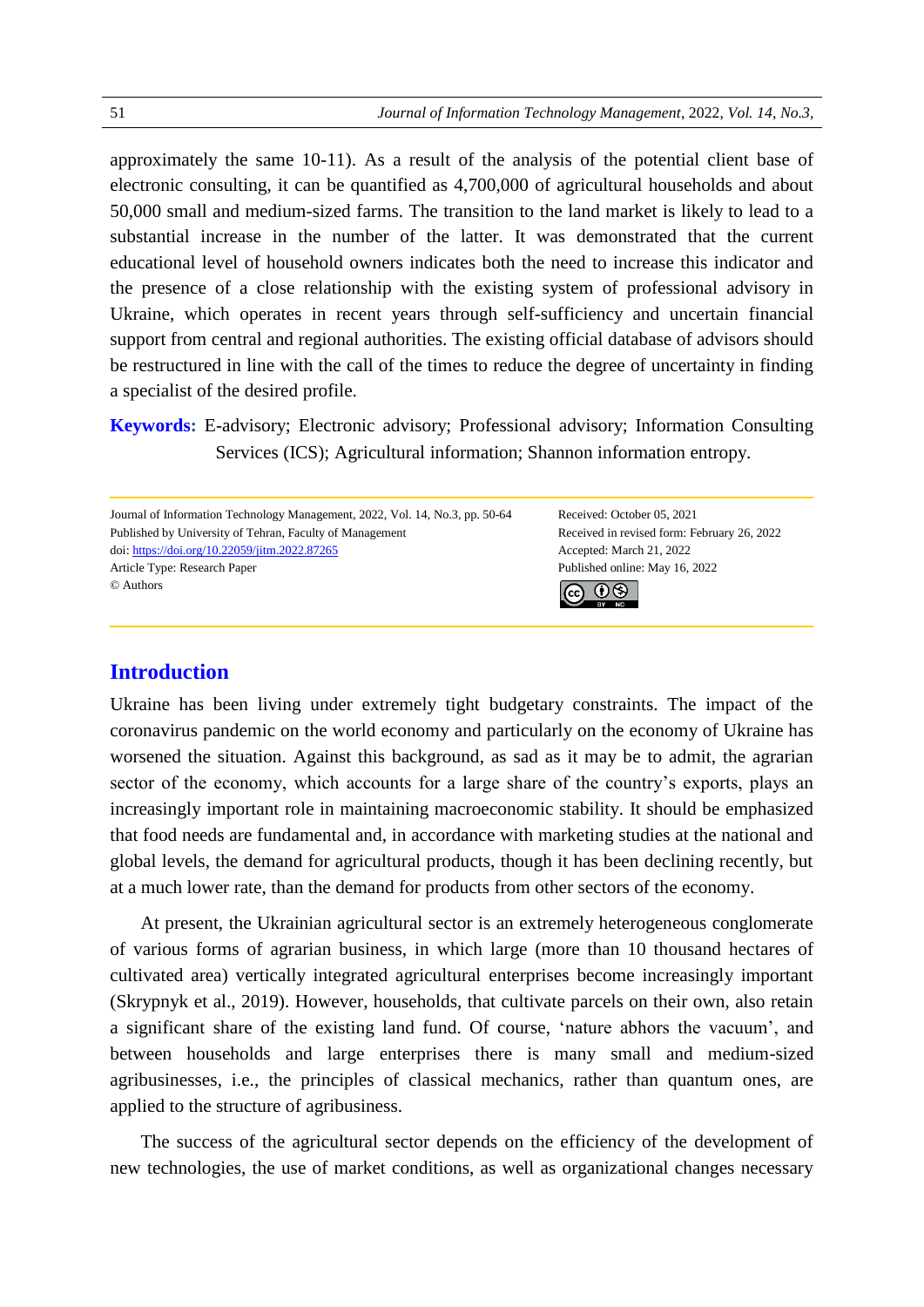approximately the same 10-11). As a result of the analysis of the potential client base of electronic consulting, it can be quantified as 4,700,000 of agricultural households and about 50,000 small and medium-sized farms. The transition to the land market is likely to lead to a substantial increase in the number of the latter. It was demonstrated that the current educational level of household owners indicates both the need to increase this indicator and the presence of a close relationship with the existing system of professional advisory in Ukraine, which operates in recent years through self-sufficiency and uncertain financial support from central and regional authorities. The existing official database of advisors should be restructured in line with the call of the times to reduce the degree of uncertainty in finding a specialist of the desired profile.

**Keywords:** E-advisory; Electronic advisory; Professional advisory; Information Consulting Services (ICS); Agricultural information; Shannon information entropy.

Journal of Information Technology Management, 2022, Vol. 14, No.3, pp. 50-64
Published by University of Tehran, Faculty of Management
doi: https://doi.org/10.22059/jitm.2022.87265
Article Type: Research Paper
© Authors

Received: October 05, 2021
Received in revised form: February 26, 2022
Accepted: March 21, 2022
Published online: May 16, 2022

## Introduction

Ukraine has been living under extremely tight budgetary constraints. The impact of the coronavirus pandemic on the world economy and particularly on the economy of Ukraine has worsened the situation. Against this background, as sad as it may be to admit, the agrarian sector of the economy, which accounts for a large share of the country's exports, plays an increasingly important role in maintaining macroeconomic stability. It should be emphasized that food needs are fundamental and, in accordance with marketing studies at the national and global levels, the demand for agricultural products, though it has been declining recently, but at a much lower rate, than the demand for products from other sectors of the economy.

At present, the Ukrainian agricultural sector is an extremely heterogeneous conglomerate of various forms of agrarian business, in which large (more than 10 thousand hectares of cultivated area) vertically integrated agricultural enterprises become increasingly important (Skrypnyk et al., 2019). However, households, that cultivate parcels on their own, also retain a significant share of the existing land fund. Of course, 'nature abhors the vacuum', and between households and large enterprises there is many small and medium-sized agribusinesses, i.e., the principles of classical mechanics, rather than quantum ones, are applied to the structure of agribusiness.

The success of the agricultural sector depends on the efficiency of the development of new technologies, the use of market conditions, as well as organizational changes necessary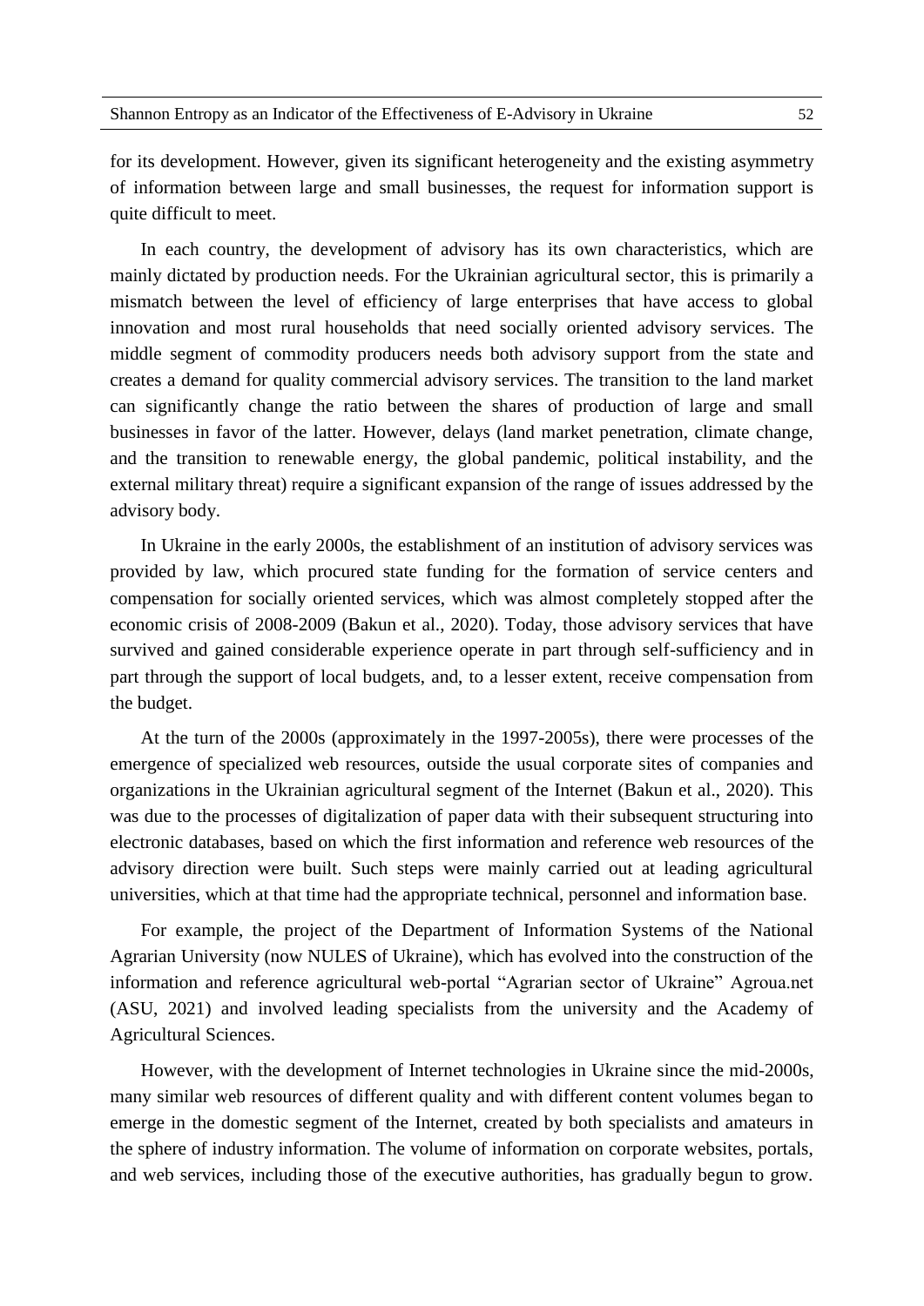for its development. However, given its significant heterogeneity and the existing asymmetry of information between large and small businesses, the request for information support is quite difficult to meet.

In each country, the development of advisory has its own characteristics, which are mainly dictated by production needs. For the Ukrainian agricultural sector, this is primarily a mismatch between the level of efficiency of large enterprises that have access to global innovation and most rural households that need socially oriented advisory services. The middle segment of commodity producers needs both advisory support from the state and creates a demand for quality commercial advisory services. The transition to the land market can significantly change the ratio between the shares of production of large and small businesses in favor of the latter. However, delays (land market penetration, climate change, and the transition to renewable energy, the global pandemic, political instability, and the external military threat) require a significant expansion of the range of issues addressed by the advisory body.

In Ukraine in the early 2000s, the establishment of an institution of advisory services was provided by law, which procured state funding for the formation of service centers and compensation for socially oriented services, which was almost completely stopped after the economic crisis of 2008-2009 (Bakun et al., 2020). Today, those advisory services that have survived and gained considerable experience operate in part through self-sufficiency and in part through the support of local budgets, and, to a lesser extent, receive compensation from the budget.

At the turn of the 2000s (approximately in the 1997-2005s), there were processes of the emergence of specialized web resources, outside the usual corporate sites of companies and organizations in the Ukrainian agricultural segment of the Internet (Bakun et al., 2020). This was due to the processes of digitalization of paper data with their subsequent structuring into electronic databases, based on which the first information and reference web resources of the advisory direction were built. Such steps were mainly carried out at leading agricultural universities, which at that time had the appropriate technical, personnel and information base.

For example, the project of the Department of Information Systems of the National Agrarian University (now NULES of Ukraine), which has evolved into the construction of the information and reference agricultural web-portal "Agrarian sector of Ukraine" Agroua.net (ASU, 2021) and involved leading specialists from the university and the Academy of Agricultural Sciences.

However, with the development of Internet technologies in Ukraine since the mid-2000s, many similar web resources of different quality and with different content volumes began to emerge in the domestic segment of the Internet, created by both specialists and amateurs in the sphere of industry information. The volume of information on corporate websites, portals, and web services, including those of the executive authorities, has gradually begun to grow.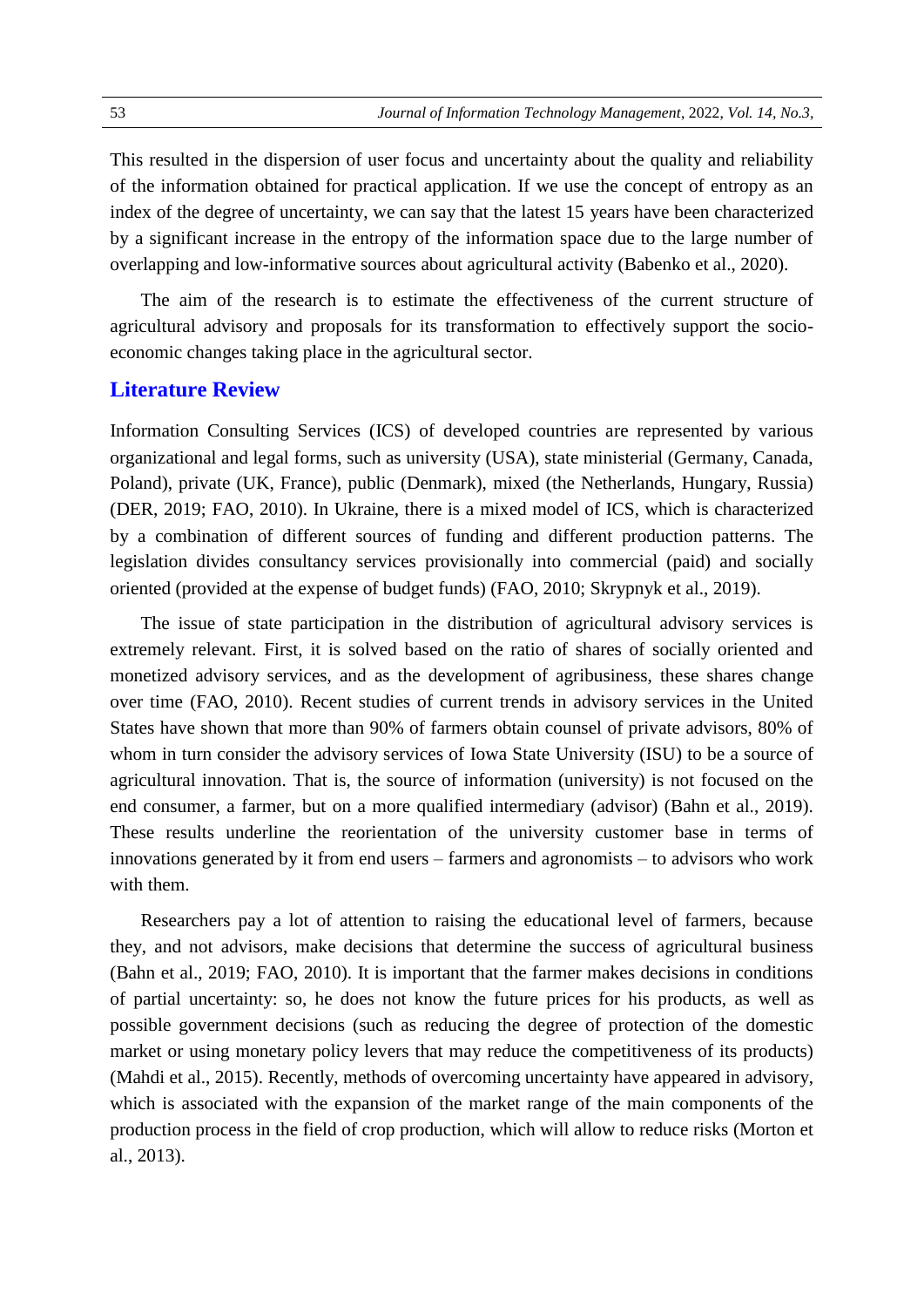This resulted in the dispersion of user focus and uncertainty about the quality and reliability of the information obtained for practical application. If we use the concept of entropy as an index of the degree of uncertainty, we can say that the latest 15 years have been characterized by a significant increase in the entropy of the information space due to the large number of overlapping and low-informative sources about agricultural activity (Babenko et al., 2020).

The aim of the research is to estimate the effectiveness of the current structure of agricultural advisory and proposals for its transformation to effectively support the socio-economic changes taking place in the agricultural sector.

## Literature Review

Information Consulting Services (ICS) of developed countries are represented by various organizational and legal forms, such as university (USA), state ministerial (Germany, Canada, Poland), private (UK, France), public (Denmark), mixed (the Netherlands, Hungary, Russia) (DER, 2019; FAO, 2010). In Ukraine, there is a mixed model of ICS, which is characterized by a combination of different sources of funding and different production patterns. The legislation divides consultancy services provisionally into commercial (paid) and socially oriented (provided at the expense of budget funds) (FAO, 2010; Skrypnyk et al., 2019).

The issue of state participation in the distribution of agricultural advisory services is extremely relevant. First, it is solved based on the ratio of shares of socially oriented and monetized advisory services, and as the development of agribusiness, these shares change over time (FAO, 2010). Recent studies of current trends in advisory services in the United States have shown that more than 90% of farmers obtain counsel of private advisors, 80% of whom in turn consider the advisory services of Iowa State University (ISU) to be a source of agricultural innovation. That is, the source of information (university) is not focused on the end consumer, a farmer, but on a more qualified intermediary (advisor) (Bahn et al., 2019). These results underline the reorientation of the university customer base in terms of innovations generated by it from end users – farmers and agronomists – to advisors who work with them.

Researchers pay a lot of attention to raising the educational level of farmers, because they, and not advisors, make decisions that determine the success of agricultural business (Bahn et al., 2019; FAO, 2010). It is important that the farmer makes decisions in conditions of partial uncertainty: so, he does not know the future prices for his products, as well as possible government decisions (such as reducing the degree of protection of the domestic market or using monetary policy levers that may reduce the competitiveness of its products) (Mahdi et al., 2015). Recently, methods of overcoming uncertainty have appeared in advisory, which is associated with the expansion of the market range of the main components of the production process in the field of crop production, which will allow to reduce risks (Morton et al., 2013).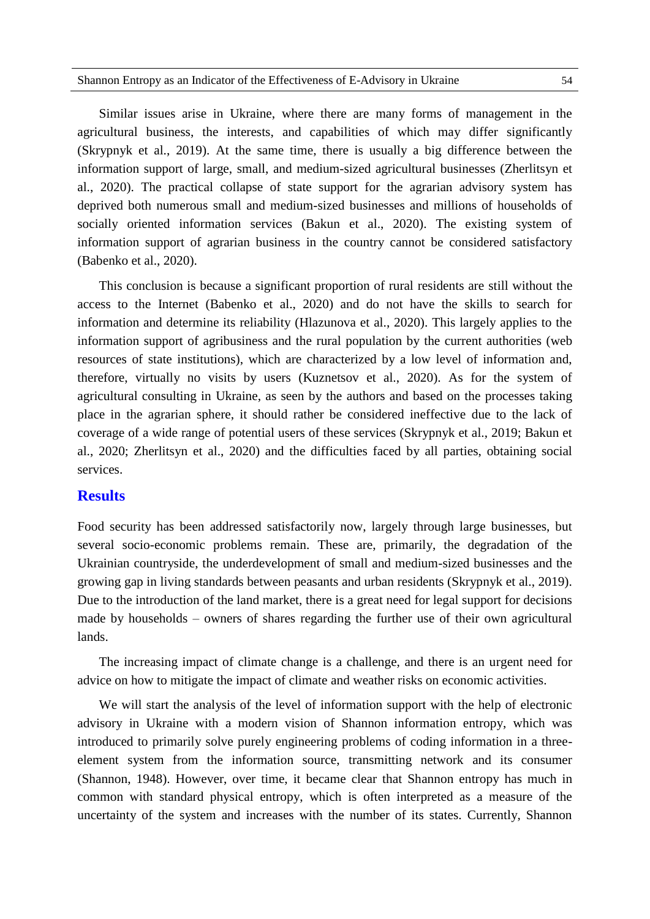Similar issues arise in Ukraine, where there are many forms of management in the agricultural business, the interests, and capabilities of which may differ significantly (Skrypnyk et al., 2019). At the same time, there is usually a big difference between the information support of large, small, and medium-sized agricultural businesses (Zherlitsyn et al., 2020). The practical collapse of state support for the agrarian advisory system has deprived both numerous small and medium-sized businesses and millions of households of socially oriented information services (Bakun et al., 2020). The existing system of information support of agrarian business in the country cannot be considered satisfactory (Babenko et al., 2020).

This conclusion is because a significant proportion of rural residents are still without the access to the Internet (Babenko et al., 2020) and do not have the skills to search for information and determine its reliability (Hlazunova et al., 2020). This largely applies to the information support of agribusiness and the rural population by the current authorities (web resources of state institutions), which are characterized by a low level of information and, therefore, virtually no visits by users (Kuznetsov et al., 2020). As for the system of agricultural consulting in Ukraine, as seen by the authors and based on the processes taking place in the agrarian sphere, it should rather be considered ineffective due to the lack of coverage of a wide range of potential users of these services (Skrypnyk et al., 2019; Bakun et al., 2020; Zherlitsyn et al., 2020) and the difficulties faced by all parties, obtaining social services.

## Results

Food security has been addressed satisfactorily now, largely through large businesses, but several socio-economic problems remain. These are, primarily, the degradation of the Ukrainian countryside, the underdevelopment of small and medium-sized businesses and the growing gap in living standards between peasants and urban residents (Skrypnyk et al., 2019). Due to the introduction of the land market, there is a great need for legal support for decisions made by households – owners of shares regarding the further use of their own agricultural lands.

The increasing impact of climate change is a challenge, and there is an urgent need for advice on how to mitigate the impact of climate and weather risks on economic activities.

We will start the analysis of the level of information support with the help of electronic advisory in Ukraine with a modern vision of Shannon information entropy, which was introduced to primarily solve purely engineering problems of coding information in a three-element system from the information source, transmitting network and its consumer (Shannon, 1948). However, over time, it became clear that Shannon entropy has much in common with standard physical entropy, which is often interpreted as a measure of the uncertainty of the system and increases with the number of its states. Currently, Shannon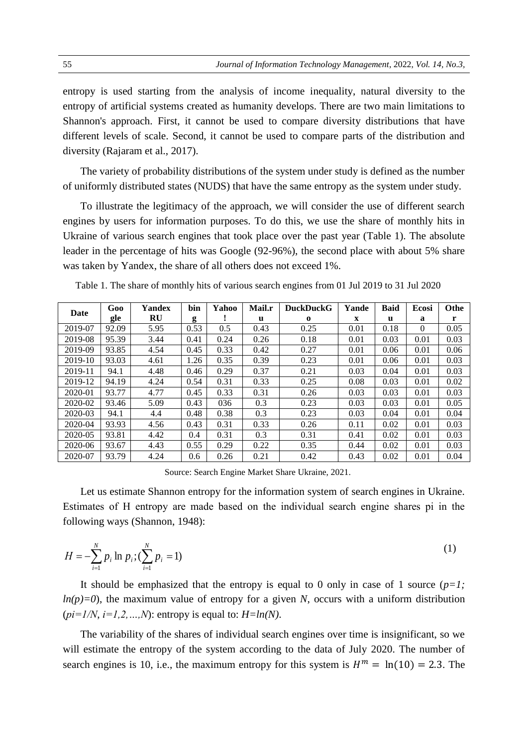entropy is used starting from the analysis of income inequality, natural diversity to the entropy of artificial systems created as humanity develops. There are two main limitations to Shannon's approach. First, it cannot be used to compare diversity distributions that have different levels of scale. Second, it cannot be used to compare parts of the distribution and diversity (Rajaram et al., 2017).

The variety of probability distributions of the system under study is defined as the number of uniformly distributed states (NUDS) that have the same entropy as the system under study.

To illustrate the legitimacy of the approach, we will consider the use of different search engines by users for information purposes. To do this, we use the share of monthly hits in Ukraine of various search engines that took place over the past year (Table 1). The absolute leader in the percentage of hits was Google (92-96%), the second place with about 5% share was taken by Yandex, the share of all others does not exceed 1%.

Table 1. The share of monthly hits of various search engines from 01 Jul 2019 to 31 Jul 2020

| Date | Google | Yandex RU | bing | Yahoo! | Mail.ru | DuckDuckGo | Yandex | Baidu | Ecosia | Other |
|---|---|---|---|---|---|---|---|---|---|---|
| 2019-07 | 92.09 | 5.95 | 0.53 | 0.5 | 0.43 | 0.25 | 0.01 | 0.18 | 0 | 0.05 |
| 2019-08 | 95.39 | 3.44 | 0.41 | 0.24 | 0.26 | 0.18 | 0.01 | 0.03 | 0.01 | 0.03 |
| 2019-09 | 93.85 | 4.54 | 0.45 | 0.33 | 0.42 | 0.27 | 0.01 | 0.06 | 0.01 | 0.06 |
| 2019-10 | 93.03 | 4.61 | 1.26 | 0.35 | 0.39 | 0.23 | 0.01 | 0.06 | 0.01 | 0.03 |
| 2019-11 | 94.1 | 4.48 | 0.46 | 0.29 | 0.37 | 0.21 | 0.03 | 0.04 | 0.01 | 0.03 |
| 2019-12 | 94.19 | 4.24 | 0.54 | 0.31 | 0.33 | 0.25 | 0.08 | 0.03 | 0.01 | 0.02 |
| 2020-01 | 93.77 | 4.77 | 0.45 | 0.33 | 0.31 | 0.26 | 0.03 | 0.03 | 0.01 | 0.03 |
| 2020-02 | 93.46 | 5.09 | 0.43 | 036 | 0.3 | 0.23 | 0.03 | 0.03 | 0.01 | 0.05 |
| 2020-03 | 94.1 | 4.4 | 0.48 | 0.38 | 0.3 | 0.23 | 0.03 | 0.04 | 0.01 | 0.04 |
| 2020-04 | 93.93 | 4.56 | 0.43 | 0.31 | 0.33 | 0.26 | 0.11 | 0.02 | 0.01 | 0.03 |
| 2020-05 | 93.81 | 4.42 | 0.4 | 0.31 | 0.3 | 0.31 | 0.41 | 0.02 | 0.01 | 0.03 |
| 2020-06 | 93.67 | 4.43 | 0.55 | 0.29 | 0.22 | 0.35 | 0.44 | 0.02 | 0.01 | 0.03 |
| 2020-07 | 93.79 | 4.24 | 0.6 | 0.26 | 0.21 | 0.42 | 0.43 | 0.02 | 0.01 | 0.04 |

Source: Search Engine Market Share Ukraine, 2021.

Let us estimate Shannon entropy for the information system of search engines in Ukraine. Estimates of H entropy are made based on the individual search engine shares pi in the following ways (Shannon, 1948):

$$H = -\sum_{i=1}^{N} p_i \ln p_i ; (\sum_{i=1}^{N} p_i = 1) \tag{1}$$

It should be emphasized that the entropy is equal to 0 only in case of 1 source ($p=1$; $ln(p)=0$), the maximum value of entropy for a given $N$, occurs with a uniform distribution ($pi=1/N$, $i=1,2,\ldots,N$): entropy is equal to: $H=ln(N)$.

The variability of the shares of individual search engines over time is insignificant, so we will estimate the entropy of the system according to the data of July 2020. The number of search engines is 10, i.e., the maximum entropy for this system is $H^m = \ln(10) = 2.3$. The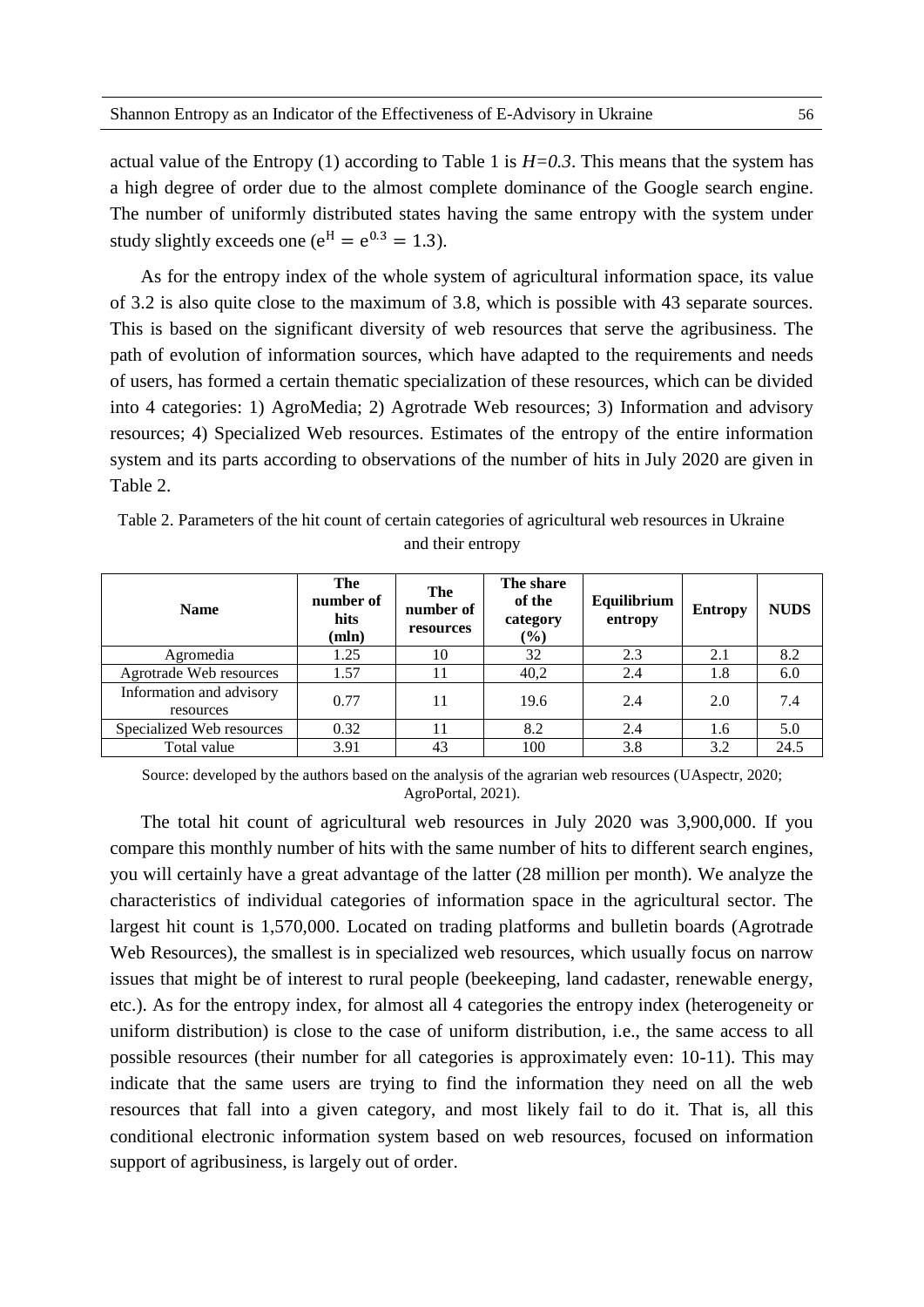actual value of the Entropy (1) according to Table 1 is $H=0.3$. This means that the system has a high degree of order due to the almost complete dominance of the Google search engine. The number of uniformly distributed states having the same entropy with the system under study slightly exceeds one ($e^{H} = e^{0.3} = 1.3$).

As for the entropy index of the whole system of agricultural information space, its value of 3.2 is also quite close to the maximum of 3.8, which is possible with 43 separate sources. This is based on the significant diversity of web resources that serve the agribusiness. The path of evolution of information sources, which have adapted to the requirements and needs of users, has formed a certain thematic specialization of these resources, which can be divided into 4 categories: 1) AgroMedia; 2) Agrotrade Web resources; 3) Information and advisory resources; 4) Specialized Web resources. Estimates of the entropy of the entire information system and its parts according to observations of the number of hits in July 2020 are given in Table 2.

Table 2. Parameters of the hit count of certain categories of agricultural web resources in Ukraine and their entropy

| Name | The number of hits (mln) | The number of resources | The share of the category (%) | Equilibrium entropy | Entropy | NUDS |
|---|---|---|---|---|---|---|
| Agromedia | 1.25 | 10 | 32 | 2.3 | 2.1 | 8.2 |
| Agrotrade Web resources | 1.57 | 11 | 40,2 | 2.4 | 1.8 | 6.0 |
| Information and advisory resources | 0.77 | 11 | 19.6 | 2.4 | 2.0 | 7.4 |
| Specialized Web resources | 0.32 | 11 | 8.2 | 2.4 | 1.6 | 5.0 |
| Total value | 3.91 | 43 | 100 | 3.8 | 3.2 | 24.5 |

Source: developed by the authors based on the analysis of the agrarian web resources (UAspectr, 2020; AgroPortal, 2021).

The total hit count of agricultural web resources in July 2020 was 3,900,000. If you compare this monthly number of hits with the same number of hits to different search engines, you will certainly have a great advantage of the latter (28 million per month). We analyze the characteristics of individual categories of information space in the agricultural sector. The largest hit count is 1,570,000. Located on trading platforms and bulletin boards (Agrotrade Web Resources), the smallest is in specialized web resources, which usually focus on narrow issues that might be of interest to rural people (beekeeping, land cadaster, renewable energy, etc.). As for the entropy index, for almost all 4 categories the entropy index (heterogeneity or uniform distribution) is close to the case of uniform distribution, i.e., the same access to all possible resources (their number for all categories is approximately even: 10-11). This may indicate that the same users are trying to find the information they need on all the web resources that fall into a given category, and most likely fail to do it. That is, all this conditional electronic information system based on web resources, focused on information support of agribusiness, is largely out of order.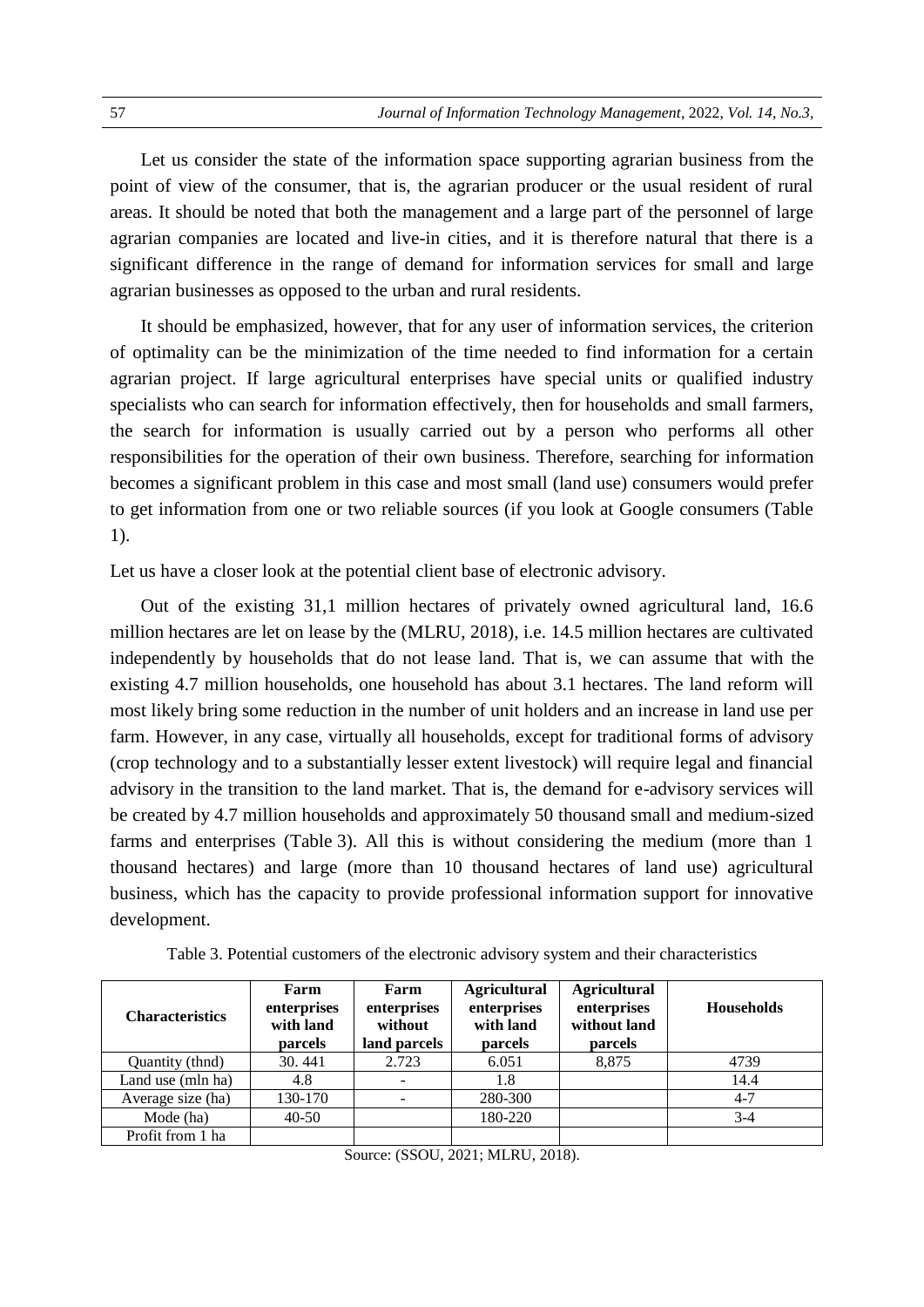Let us consider the state of the information space supporting agrarian business from the point of view of the consumer, that is, the agrarian producer or the usual resident of rural areas. It should be noted that both the management and a large part of the personnel of large agrarian companies are located and live-in cities, and it is therefore natural that there is a significant difference in the range of demand for information services for small and large agrarian businesses as opposed to the urban and rural residents.

It should be emphasized, however, that for any user of information services, the criterion of optimality can be the minimization of the time needed to find information for a certain agrarian project. If large agricultural enterprises have special units or qualified industry specialists who can search for information effectively, then for households and small farmers, the search for information is usually carried out by a person who performs all other responsibilities for the operation of their own business. Therefore, searching for information becomes a significant problem in this case and most small (land use) consumers would prefer to get information from one or two reliable sources (if you look at Google consumers (Table 1).

Let us have a closer look at the potential client base of electronic advisory.

Out of the existing 31,1 million hectares of privately owned agricultural land, 16.6 million hectares are let on lease by the (MLRU, 2018), i.e. 14.5 million hectares are cultivated independently by households that do not lease land. That is, we can assume that with the existing 4.7 million households, one household has about 3.1 hectares. The land reform will most likely bring some reduction in the number of unit holders and an increase in land use per farm. However, in any case, virtually all households, except for traditional forms of advisory (crop technology and to a substantially lesser extent livestock) will require legal and financial advisory in the transition to the land market. That is, the demand for e-advisory services will be created by 4.7 million households and approximately 50 thousand small and medium-sized farms and enterprises (Table 3). All this is without considering the medium (more than 1 thousand hectares) and large (more than 10 thousand hectares of land use) agricultural business, which has the capacity to provide professional information support for innovative development.

Table 3. Potential customers of the electronic advisory system and their characteristics

| Characteristics | Farm enterprises with land parcels | Farm enterprises without land parcels | Agricultural enterprises with land parcels | Agricultural enterprises without land parcels | Households |
|---|---|---|---|---|---|
| Quantity (thnd) | 30. 441 | 2.723 | 6.051 | 8,875 | 4739 |
| Land use (mln ha) | 4.8 | - | 1.8 | | 14.4 |
| Average size (ha) | 130-170 | - | 280-300 | | 4-7 |
| Mode (ha) | 40-50 | | 180-220 | | 3-4 |
| Profit from 1 ha | | | | | |

Source: (SSOU, 2021; MLRU, 2018).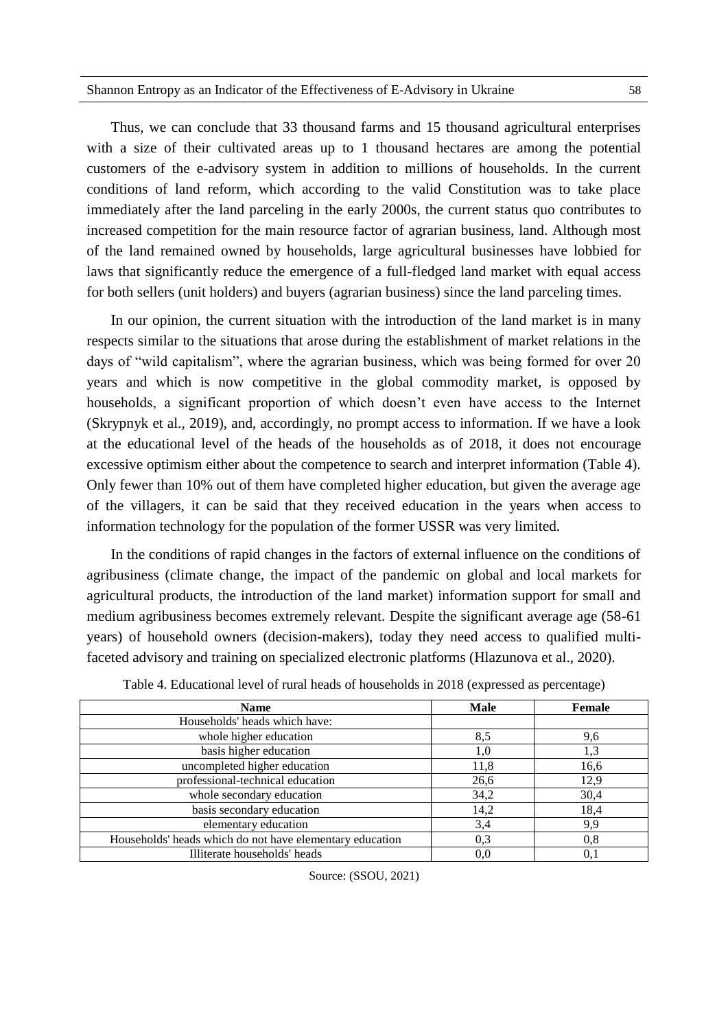Thus, we can conclude that 33 thousand farms and 15 thousand agricultural enterprises with a size of their cultivated areas up to 1 thousand hectares are among the potential customers of the e-advisory system in addition to millions of households. In the current conditions of land reform, which according to the valid Constitution was to take place immediately after the land parceling in the early 2000s, the current status quo contributes to increased competition for the main resource factor of agrarian business, land. Although most of the land remained owned by households, large agricultural businesses have lobbied for laws that significantly reduce the emergence of a full-fledged land market with equal access for both sellers (unit holders) and buyers (agrarian business) since the land parceling times.

In our opinion, the current situation with the introduction of the land market is in many respects similar to the situations that arose during the establishment of market relations in the days of "wild capitalism", where the agrarian business, which was being formed for over 20 years and which is now competitive in the global commodity market, is opposed by households, a significant proportion of which doesn't even have access to the Internet (Skrypnyk et al., 2019), and, accordingly, no prompt access to information. If we have a look at the educational level of the heads of the households as of 2018, it does not encourage excessive optimism either about the competence to search and interpret information (Table 4). Only fewer than 10% out of them have completed higher education, but given the average age of the villagers, it can be said that they received education in the years when access to information technology for the population of the former USSR was very limited.

In the conditions of rapid changes in the factors of external influence on the conditions of agribusiness (climate change, the impact of the pandemic on global and local markets for agricultural products, the introduction of the land market) information support for small and medium agribusiness becomes extremely relevant. Despite the significant average age (58-61 years) of household owners (decision-makers), today they need access to qualified multi-faceted advisory and training on specialized electronic platforms (Hlazunova et al., 2020).

Table 4. Educational level of rural heads of households in 2018 (expressed as percentage)

| Name | Male | Female |
|---|---|---|
| Households' heads which have: | | |
| whole higher education | 8,5 | 9,6 |
| basis higher education | 1,0 | 1,3 |
| uncompleted higher education | 11,8 | 16,6 |
| professional-technical education | 26,6 | 12,9 |
| whole secondary education | 34,2 | 30,4 |
| basis secondary education | 14,2 | 18,4 |
| elementary education | 3,4 | 9,9 |
| Households' heads which do not have elementary education | 0,3 | 0,8 |
| Illiterate households' heads | 0,0 | 0,1 |

Source: (SSOU, 2021)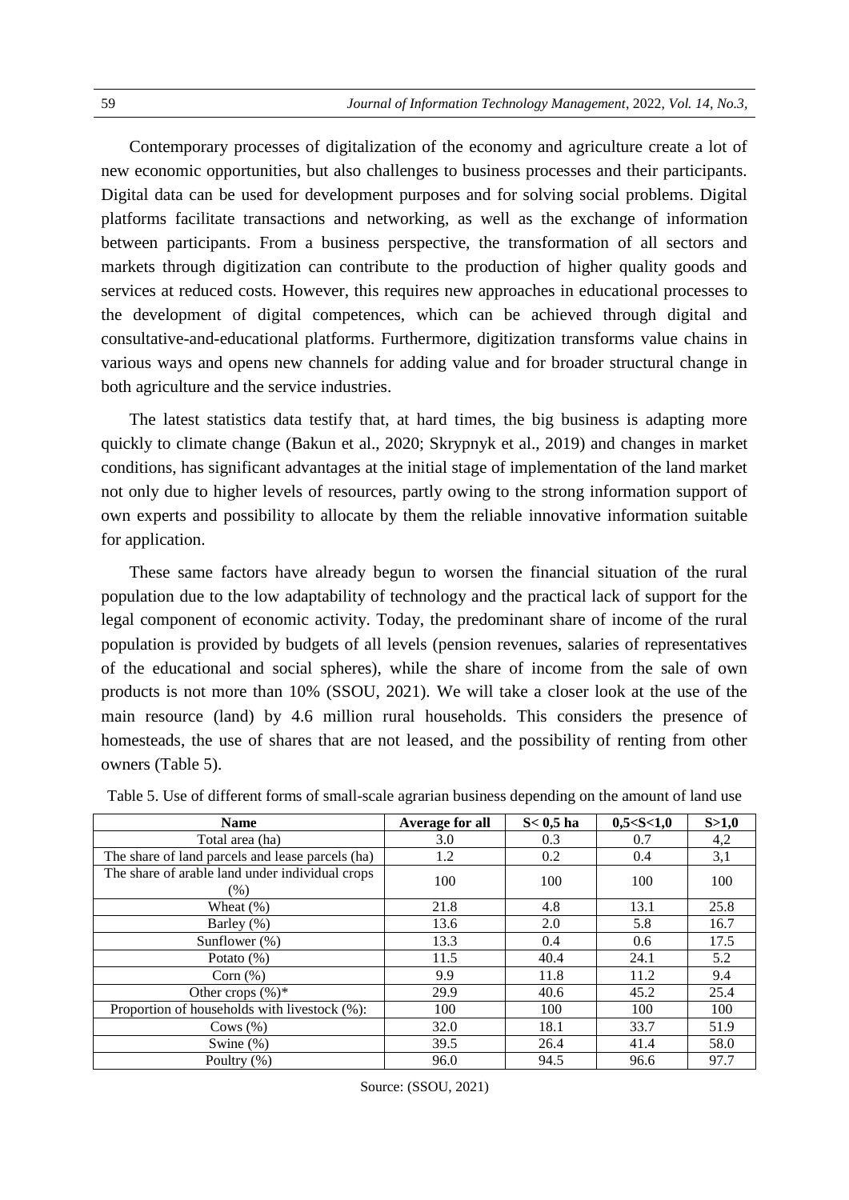Contemporary processes of digitalization of the economy and agriculture create a lot of new economic opportunities, but also challenges to business processes and their participants. Digital data can be used for development purposes and for solving social problems. Digital platforms facilitate transactions and networking, as well as the exchange of information between participants. From a business perspective, the transformation of all sectors and markets through digitization can contribute to the production of higher quality goods and services at reduced costs. However, this requires new approaches in educational processes to the development of digital competences, which can be achieved through digital and consultative-and-educational platforms. Furthermore, digitization transforms value chains in various ways and opens new channels for adding value and for broader structural change in both agriculture and the service industries.

The latest statistics data testify that, at hard times, the big business is adapting more quickly to climate change (Bakun et al., 2020; Skrypnyk et al., 2019) and changes in market conditions, has significant advantages at the initial stage of implementation of the land market not only due to higher levels of resources, partly owing to the strong information support of own experts and possibility to allocate by them the reliable innovative information suitable for application.

These same factors have already begun to worsen the financial situation of the rural population due to the low adaptability of technology and the practical lack of support for the legal component of economic activity. Today, the predominant share of income of the rural population is provided by budgets of all levels (pension revenues, salaries of representatives of the educational and social spheres), while the share of income from the sale of own products is not more than 10% (SSOU, 2021). We will take a closer look at the use of the main resource (land) by 4.6 million rural households. This considers the presence of homesteads, the use of shares that are not leased, and the possibility of renting from other owners (Table 5).

Table 5. Use of different forms of small-scale agrarian business depending on the amount of land use

| Name | Average for all | S< 0,5 ha | 0,5<S<1,0 | S>1,0 |
|---|---|---|---|---|
| Total area (ha) | 3.0 | 0.3 | 0.7 | 4,2 |
| The share of land parcels and lease parcels (ha) | 1.2 | 0.2 | 0.4 | 3,1 |
| The share of arable land under individual crops (%) | 100 | 100 | 100 | 100 |
| Wheat (%) | 21.8 | 4.8 | 13.1 | 25.8 |
| Barley (%) | 13.6 | 2.0 | 5.8 | 16.7 |
| Sunflower (%) | 13.3 | 0.4 | 0.6 | 17.5 |
| Potato (%) | 11.5 | 40.4 | 24.1 | 5.2 |
| Corn (%) | 9.9 | 11.8 | 11.2 | 9.4 |
| Other crops (%)* | 29.9 | 40.6 | 45.2 | 25.4 |
| Proportion of households with livestock (%): | 100 | 100 | 100 | 100 |
| Cows (%) | 32.0 | 18.1 | 33.7 | 51.9 |
| Swine (%) | 39.5 | 26.4 | 41.4 | 58.0 |
| Poultry (%) | 96.0 | 94.5 | 96.6 | 97.7 |

Source: (SSOU, 2021)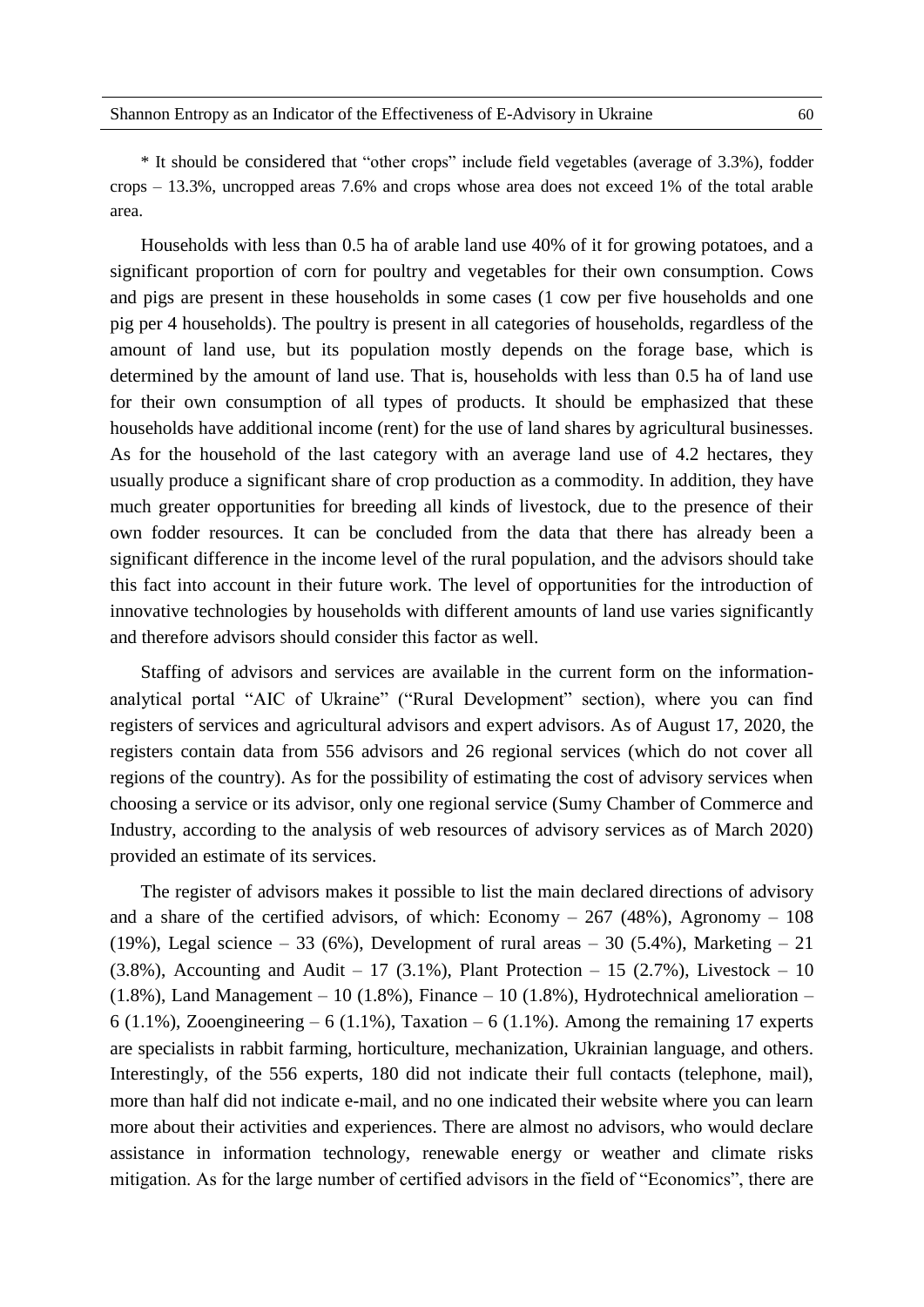* It should be considered that "other crops" include field vegetables (average of 3.3%), fodder crops – 13.3%, uncropped areas 7.6% and crops whose area does not exceed 1% of the total arable area.

Households with less than 0.5 ha of arable land use 40% of it for growing potatoes, and a significant proportion of corn for poultry and vegetables for their own consumption. Cows and pigs are present in these households in some cases (1 cow per five households and one pig per 4 households). The poultry is present in all categories of households, regardless of the amount of land use, but its population mostly depends on the forage base, which is determined by the amount of land use. That is, households with less than 0.5 ha of land use for their own consumption of all types of products. It should be emphasized that these households have additional income (rent) for the use of land shares by agricultural businesses. As for the household of the last category with an average land use of 4.2 hectares, they usually produce a significant share of crop production as a commodity. In addition, they have much greater opportunities for breeding all kinds of livestock, due to the presence of their own fodder resources. It can be concluded from the data that there has already been a significant difference in the income level of the rural population, and the advisors should take this fact into account in their future work. The level of opportunities for the introduction of innovative technologies by households with different amounts of land use varies significantly and therefore advisors should consider this factor as well.

Staffing of advisors and services are available in the current form on the information-analytical portal "AIC of Ukraine" ("Rural Development" section), where you can find registers of services and agricultural advisors and expert advisors. As of August 17, 2020, the registers contain data from 556 advisors and 26 regional services (which do not cover all regions of the country). As for the possibility of estimating the cost of advisory services when choosing a service or its advisor, only one regional service (Sumy Chamber of Commerce and Industry, according to the analysis of web resources of advisory services as of March 2020) provided an estimate of its services.

The register of advisors makes it possible to list the main declared directions of advisory and a share of the certified advisors, of which: Economy – 267 (48%), Agronomy – 108 (19%), Legal science – 33 (6%), Development of rural areas – 30 (5.4%), Marketing – 21 (3.8%), Accounting and Audit – 17 (3.1%), Plant Protection – 15 (2.7%), Livestock – 10 (1.8%), Land Management – 10 (1.8%), Finance – 10 (1.8%), Hydrotechnical amelioration – 6 (1.1%), Zooengineering – 6 (1.1%), Taxation – 6 (1.1%). Among the remaining 17 experts are specialists in rabbit farming, horticulture, mechanization, Ukrainian language, and others. Interestingly, of the 556 experts, 180 did not indicate their full contacts (telephone, mail), more than half did not indicate e-mail, and no one indicated their website where you can learn more about their activities and experiences. There are almost no advisors, who would declare assistance in information technology, renewable energy or weather and climate risks mitigation. As for the large number of certified advisors in the field of "Economics", there are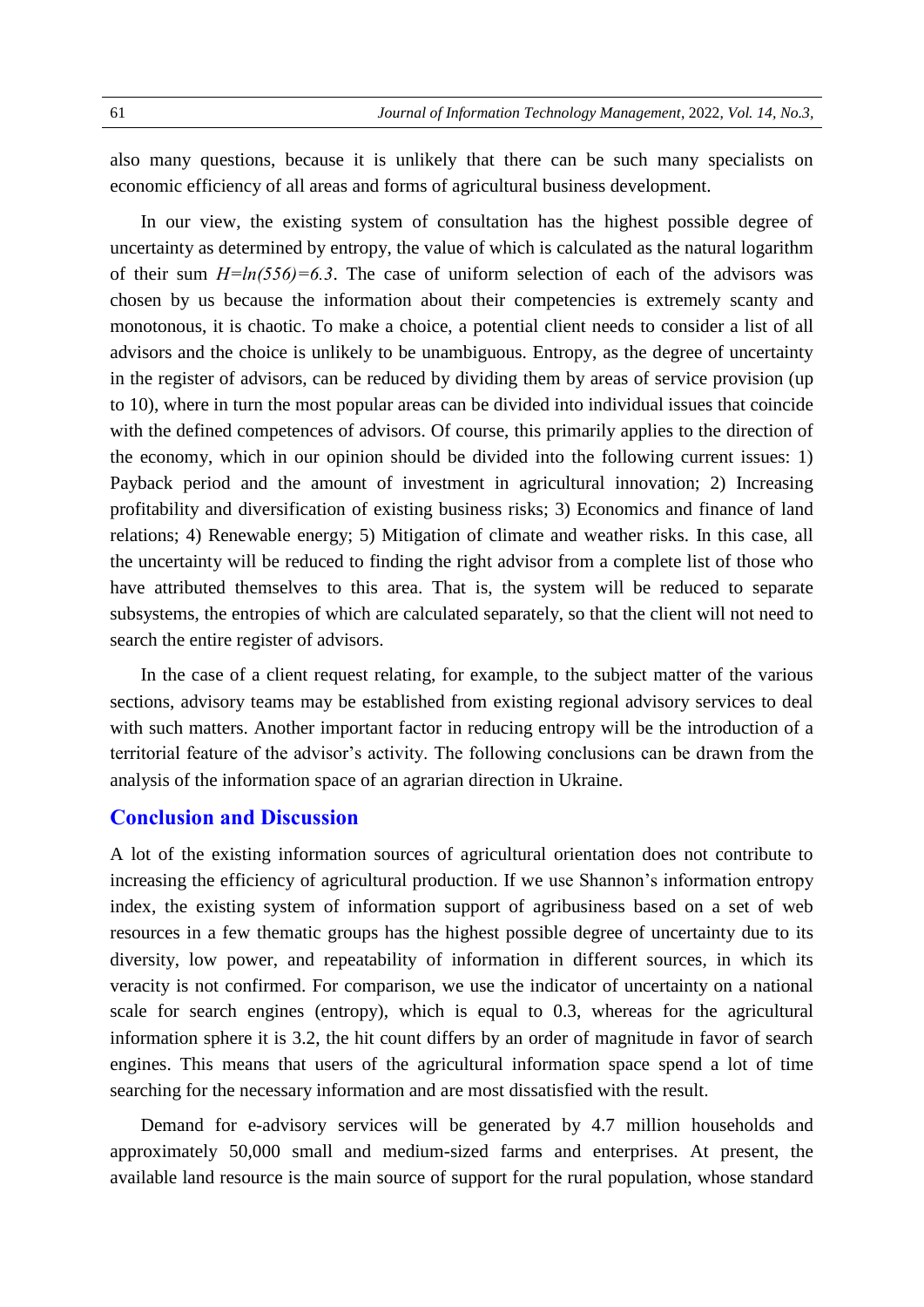also many questions, because it is unlikely that there can be such many specialists on economic efficiency of all areas and forms of agricultural business development.

In our view, the existing system of consultation has the highest possible degree of uncertainty as determined by entropy, the value of which is calculated as the natural logarithm of their sum $H=ln(556)=6.3$. The case of uniform selection of each of the advisors was chosen by us because the information about their competencies is extremely scanty and monotonous, it is chaotic. To make a choice, a potential client needs to consider a list of all advisors and the choice is unlikely to be unambiguous. Entropy, as the degree of uncertainty in the register of advisors, can be reduced by dividing them by areas of service provision (up to 10), where in turn the most popular areas can be divided into individual issues that coincide with the defined competences of advisors. Of course, this primarily applies to the direction of the economy, which in our opinion should be divided into the following current issues: 1) Payback period and the amount of investment in agricultural innovation; 2) Increasing profitability and diversification of existing business risks; 3) Economics and finance of land relations; 4) Renewable energy; 5) Mitigation of climate and weather risks. In this case, all the uncertainty will be reduced to finding the right advisor from a complete list of those who have attributed themselves to this area. That is, the system will be reduced to separate subsystems, the entropies of which are calculated separately, so that the client will not need to search the entire register of advisors.

In the case of a client request relating, for example, to the subject matter of the various sections, advisory teams may be established from existing regional advisory services to deal with such matters. Another important factor in reducing entropy will be the introduction of a territorial feature of the advisor's activity. The following conclusions can be drawn from the analysis of the information space of an agrarian direction in Ukraine.

## Conclusion and Discussion

A lot of the existing information sources of agricultural orientation does not contribute to increasing the efficiency of agricultural production. If we use Shannon's information entropy index, the existing system of information support of agribusiness based on a set of web resources in a few thematic groups has the highest possible degree of uncertainty due to its diversity, low power, and repeatability of information in different sources, in which its veracity is not confirmed. For comparison, we use the indicator of uncertainty on a national scale for search engines (entropy), which is equal to 0.3, whereas for the agricultural information sphere it is 3.2, the hit count differs by an order of magnitude in favor of search engines. This means that users of the agricultural information space spend a lot of time searching for the necessary information and are most dissatisfied with the result.

Demand for e-advisory services will be generated by 4.7 million households and approximately 50,000 small and medium-sized farms and enterprises. At present, the available land resource is the main source of support for the rural population, whose standard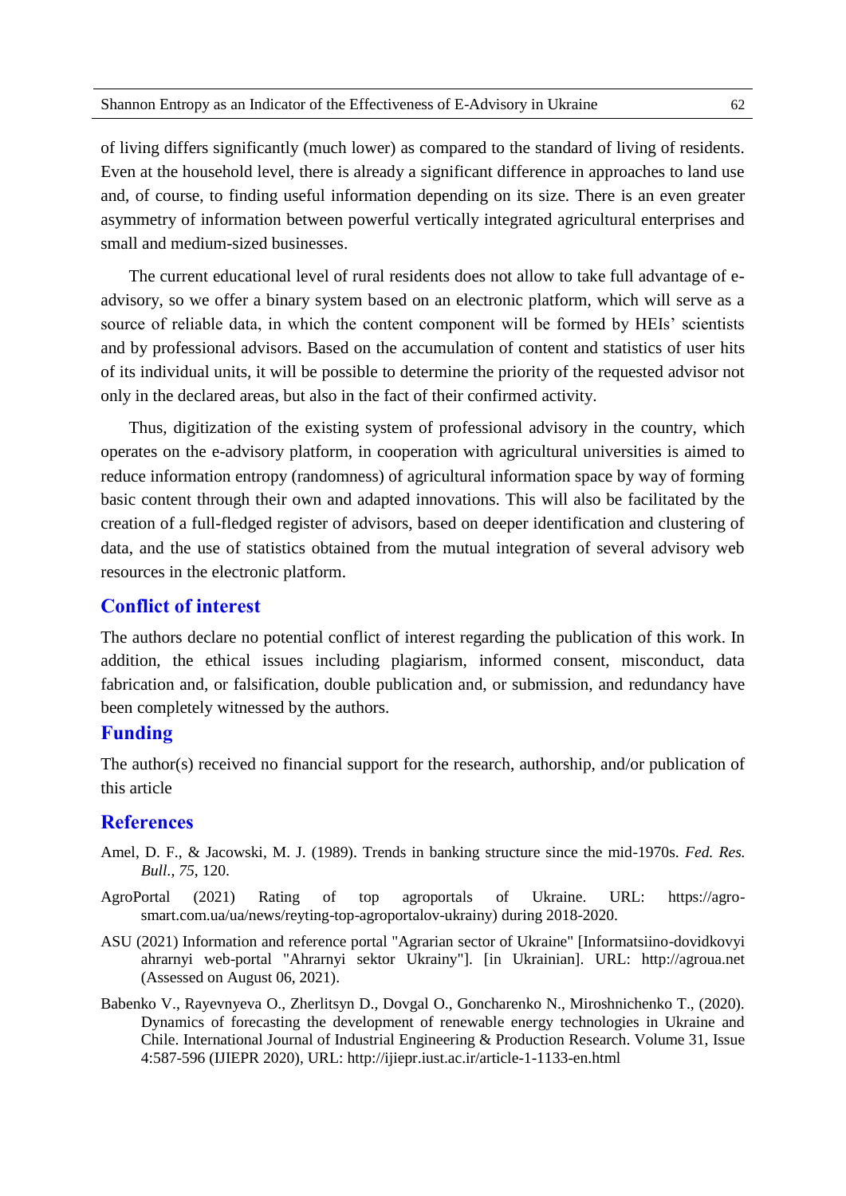of living differs significantly (much lower) as compared to the standard of living of residents. Even at the household level, there is already a significant difference in approaches to land use and, of course, to finding useful information depending on its size. There is an even greater asymmetry of information between powerful vertically integrated agricultural enterprises and small and medium-sized businesses.

The current educational level of rural residents does not allow to take full advantage of e-advisory, so we offer a binary system based on an electronic platform, which will serve as a source of reliable data, in which the content component will be formed by HEIs' scientists and by professional advisors. Based on the accumulation of content and statistics of user hits of its individual units, it will be possible to determine the priority of the requested advisor not only in the declared areas, but also in the fact of their confirmed activity.

Thus, digitization of the existing system of professional advisory in the country, which operates on the e-advisory platform, in cooperation with agricultural universities is aimed to reduce information entropy (randomness) of agricultural information space by way of forming basic content through their own and adapted innovations. This will also be facilitated by the creation of a full-fledged register of advisors, based on deeper identification and clustering of data, and the use of statistics obtained from the mutual integration of several advisory web resources in the electronic platform.

## Conflict of interest

The authors declare no potential conflict of interest regarding the publication of this work. In addition, the ethical issues including plagiarism, informed consent, misconduct, data fabrication and, or falsification, double publication and, or submission, and redundancy have been completely witnessed by the authors.

## Funding

The author(s) received no financial support for the research, authorship, and/or publication of this article

## References

Amel, D. F., & Jacowski, M. J. (1989). Trends in banking structure since the mid-1970s. *Fed. Res. Bull., 75*, 120.

AgroPortal (2021) Rating of top agroportals of Ukraine. URL: https://agro-smart.com.ua/ua/news/reyting-top-agroportalov-ukrainy) during 2018-2020.

ASU (2021) Information and reference portal "Agrarian sector of Ukraine" [Informatsiino-dovidkovyi ahrarnyi web-portal "Ahrarnyi sektor Ukrainy"]. [in Ukrainian]. URL: http://agroua.net (Assessed on August 06, 2021).

Babenko V., Rayevnyeva O., Zherlitsyn D., Dovgal O., Goncharenko N., Miroshnichenko T., (2020). Dynamics of forecasting the development of renewable energy technologies in Ukraine and Chile. International Journal of Industrial Engineering & Production Research. Volume 31, Issue 4:587-596 (IJIEPR 2020), URL: http://ijiepr.iust.ac.ir/article-1-1133-en.html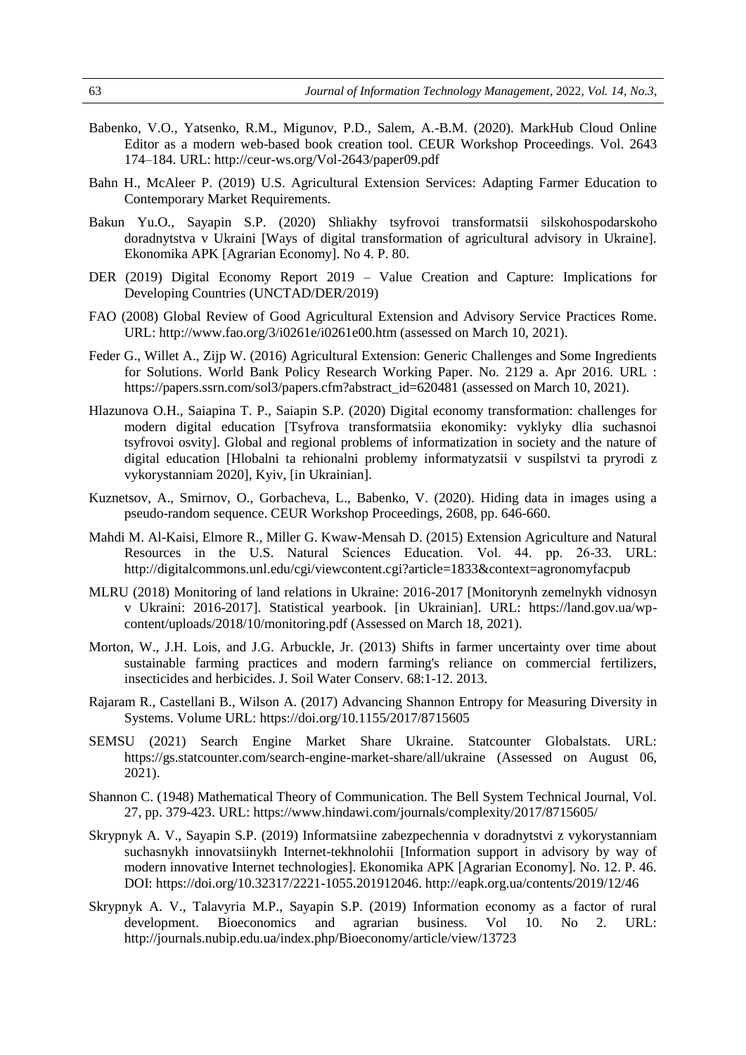Babenko, V.O., Yatsenko, R.M., Migunov, P.D., Salem, A.-B.M. (2020). MarkHub Cloud Online Editor as a modern web-based book creation tool. CEUR Workshop Proceedings. Vol. 2643 174–184. URL: http://ceur-ws.org/Vol-2643/paper09.pdf

Bahn H., McAleer P. (2019) U.S. Agricultural Extension Services: Adapting Farmer Education to Contemporary Market Requirements.

Bakun Yu.O., Sayapin S.P. (2020) Shliakhy tsyfrovoi transformatsii silskohospodarskoho doradnytstva v Ukraini [Ways of digital transformation of agricultural advisory in Ukraine]. Ekonomika APK [Agrarian Economy]. No 4. P. 80.

DER (2019) Digital Economy Report 2019 – Value Creation and Capture: Implications for Developing Countries (UNCTAD/DER/2019)

FAO (2008) Global Review of Good Agricultural Extension and Advisory Service Practices Rome. URL: http://www.fao.org/3/i0261e/i0261e00.htm (assessed on March 10, 2021).

Feder G., Willet A., Zijp W. (2016) Agricultural Extension: Generic Challenges and Some Ingredients for Solutions. World Bank Policy Research Working Paper. No. 2129 a. Apr 2016. URL : https://papers.ssrn.com/sol3/papers.cfm?abstract_id=620481 (assessed on March 10, 2021).

Hlazunova O.H., Saiapina T. P., Saiapin S.P. (2020) Digital economy transformation: challenges for modern digital education [Tsyfrova transformatsiia ekonomiky: vyklyky dlia suchasnoi tsyfrovoi osvity]. Global and regional problems of informatization in society and the nature of digital education [Hlobalni ta rehionalni problemy informatyzatsii v suspilstvi ta pryrodi z vykorystanniam 2020], Kyiv, [in Ukrainian].

Kuznetsov, A., Smirnov, O., Gorbacheva, L., Babenko, V. (2020). Hiding data in images using a pseudo-random sequence. CEUR Workshop Proceedings, 2608, pp. 646-660.

Mahdi M. Al-Kaisi, Elmore R., Miller G. Kwaw-Mensah D. (2015) Extension Agriculture and Natural Resources in the U.S. Natural Sciences Education. Vol. 44. pp. 26-33. URL: http://digitalcommons.unl.edu/cgi/viewcontent.cgi?article=1833&context=agronomyfacpub

MLRU (2018) Monitoring of land relations in Ukraine: 2016-2017 [Monitorynh zemelnykh vidnosyn v Ukraini: 2016-2017]. Statistical yearbook. [in Ukrainian]. URL: https://land.gov.ua/wp-content/uploads/2018/10/monitoring.pdf (Assessed on March 18, 2021).

Morton, W., J.H. Lois, and J.G. Arbuckle, Jr. (2013) Shifts in farmer uncertainty over time about sustainable farming practices and modern farming's reliance on commercial fertilizers, insecticides and herbicides. J. Soil Water Conserv. 68:1-12. 2013.

Rajaram R., Castellani B., Wilson A. (2017) Advancing Shannon Entropy for Measuring Diversity in Systems. Volume URL: https://doi.org/10.1155/2017/8715605

SEMSU (2021) Search Engine Market Share Ukraine. Statcounter Globalstats. URL: https://gs.statcounter.com/search-engine-market-share/all/ukraine (Assessed on August 06, 2021).

Shannon C. (1948) Mathematical Theory of Communication. The Bell System Technical Journal, Vol. 27, pp. 379-423. URL: https://www.hindawi.com/journals/complexity/2017/8715605/

Skrypnyk A. V., Sayapin S.P. (2019) Informatsiine zabezpechennia v doradnytstvi z vykorystanniam suchasnykh innovatsiinykh Internet-tekhnolohii [Information support in advisory by way of modern innovative Internet technologies]. Ekonomika APK [Agrarian Economy]. No. 12. P. 46. DOI: https://doi.org/10.32317/2221-1055.201912046. http://eapk.org.ua/contents/2019/12/46

Skrypnyk A. V., Talavyria M.P., Sayapin S.P. (2019) Information economy as a factor of rural development. Bioeconomics and agrarian business. Vol 10. No 2. URL: http://journals.nubip.edu.ua/index.php/Bioeconomy/article/view/13723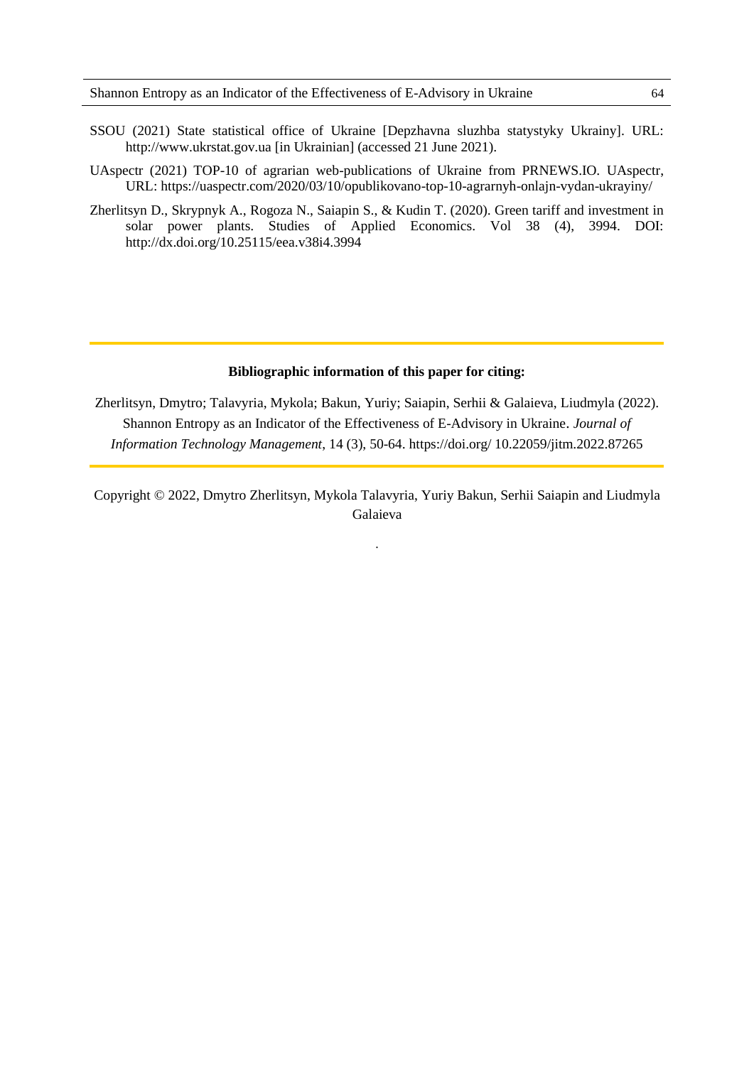SSOU (2021) State statistical office of Ukraine [Depzhavna sluzhba statystyky Ukrainy]. URL: http://www.ukrstat.gov.ua [in Ukrainian] (accessed 21 June 2021).

UAspectr (2021) TOP-10 of agrarian web-publications of Ukraine from PRNEWS.IO. UAspectr, URL: https://uaspectr.com/2020/03/10/opublikovano-top-10-agrarnyh-onlajn-vydan-ukrayiny/

Zherlitsyn D., Skrypnyk A., Rogoza N., Saiapin S., & Kudin T. (2020). Green tariff and investment in solar power plants. Studies of Applied Economics. Vol 38 (4), 3994. DOI: http://dx.doi.org/10.25115/eea.v38i4.3994

---

**Bibliographic information of this paper for citing:**

Zherlitsyn, Dmytro; Talavyria, Mykola; Bakun, Yuriy; Saiapin, Serhii & Galaieva, Liudmyla (2022). Shannon Entropy as an Indicator of the Effectiveness of E-Advisory in Ukraine. *Journal of Information Technology Management*, 14 (3), 50-64. https://doi.org/ 10.22059/jitm.2022.87265

---

Copyright © 2022, Dmytro Zherlitsyn, Mykola Talavyria, Yuriy Bakun, Serhii Saiapin and Liudmyla Galaieva